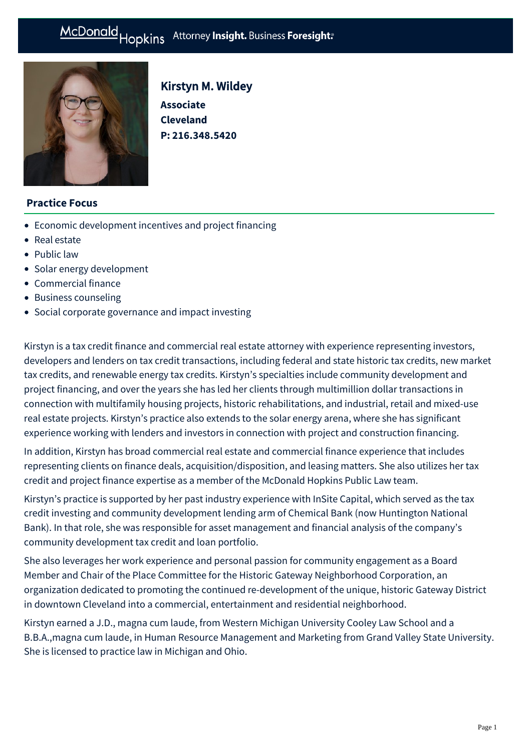# Kirstyn M. Wildey

**Associate**
**Cleveland**
**P: 216.348.5420**

## Practice Focus

- Economic development incentives and project financing
- Real estate
- Public law
- Solar energy development
- Commercial finance
- Business counseling
- Social corporate governance and impact investing

Kirstyn is a tax credit finance and commercial real estate attorney with experience representing investors, developers and lenders on tax credit transactions, including federal and state historic tax credits, new market tax credits, and renewable energy tax credits. Kirstyn's specialties include community development and project financing, and over the years she has led her clients through multimillion dollar transactions in connection with multifamily housing projects, historic rehabilitations, and industrial, retail and mixed-use real estate projects. Kirstyn's practice also extends to the solar energy arena, where she has significant experience working with lenders and investors in connection with project and construction financing.

In addition, Kirstyn has broad commercial real estate and commercial finance experience that includes representing clients on finance deals, acquisition/disposition, and leasing matters. She also utilizes her tax credit and project finance expertise as a member of the McDonald Hopkins Public Law team.

Kirstyn's practice is supported by her past industry experience with InSite Capital, which served as the tax credit investing and community development lending arm of Chemical Bank (now Huntington National Bank). In that role, she was responsible for asset management and financial analysis of the company's community development tax credit and loan portfolio.

She also leverages her work experience and personal passion for community engagement as a Board Member and Chair of the Place Committee for the Historic Gateway Neighborhood Corporation, an organization dedicated to promoting the continued re-development of the unique, historic Gateway District in downtown Cleveland into a commercial, entertainment and residential neighborhood.

Kirstyn earned a J.D., magna cum laude, from Western Michigan University Cooley Law School and a B.B.A.,magna cum laude, in Human Resource Management and Marketing from Grand Valley State University. She is licensed to practice law in Michigan and Ohio.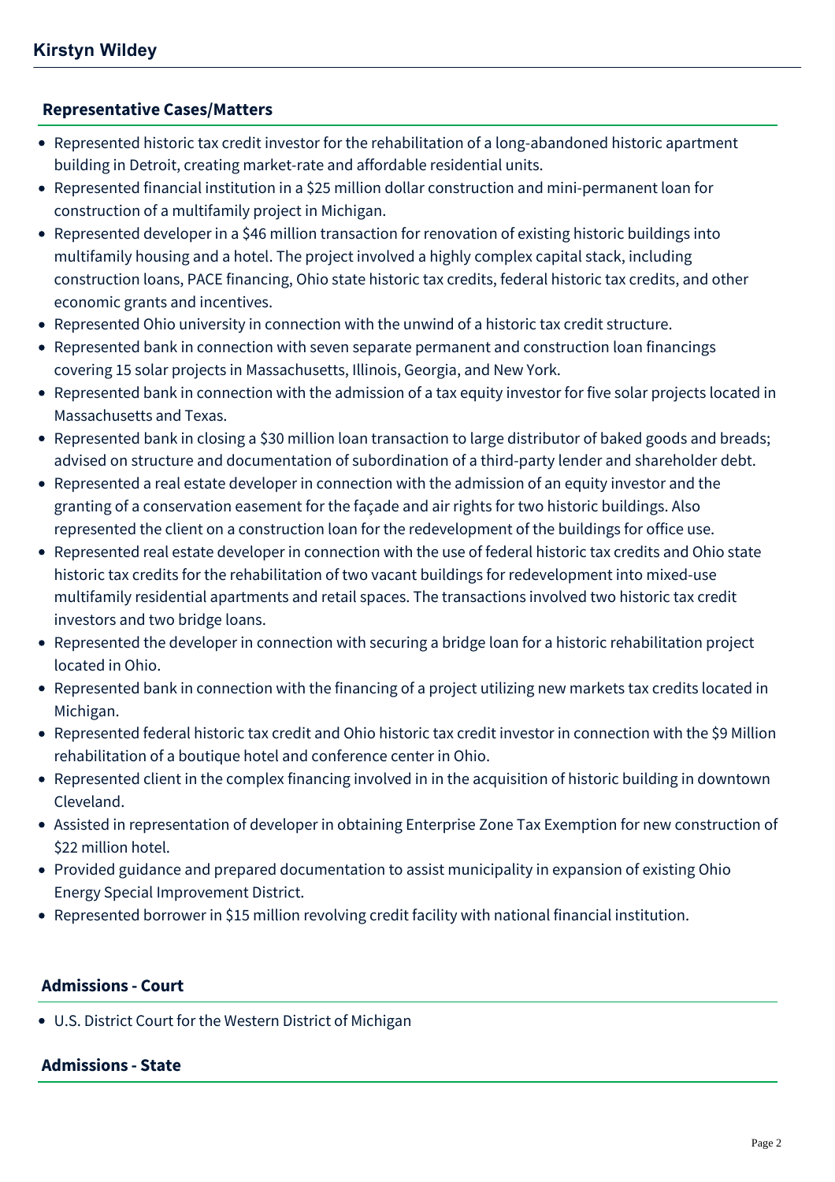## Representative Cases/Matters

- Represented historic tax credit investor for the rehabilitation of a long-abandoned historic apartment building in Detroit, creating market-rate and affordable residential units.
- Represented financial institution in a $25 million dollar construction and mini-permanent loan for construction of a multifamily project in Michigan.
- Represented developer in a $46 million transaction for renovation of existing historic buildings into multifamily housing and a hotel. The project involved a highly complex capital stack, including construction loans, PACE financing, Ohio state historic tax credits, federal historic tax credits, and other economic grants and incentives.
- Represented Ohio university in connection with the unwind of a historic tax credit structure.
- Represented bank in connection with seven separate permanent and construction loan financings covering 15 solar projects in Massachusetts, Illinois, Georgia, and New York.
- Represented bank in connection with the admission of a tax equity investor for five solar projects located in Massachusetts and Texas.
- Represented bank in closing a $30 million loan transaction to large distributor of baked goods and breads; advised on structure and documentation of subordination of a third-party lender and shareholder debt.
- Represented a real estate developer in connection with the admission of an equity investor and the granting of a conservation easement for the façade and air rights for two historic buildings. Also represented the client on a construction loan for the redevelopment of the buildings for office use.
- Represented real estate developer in connection with the use of federal historic tax credits and Ohio state historic tax credits for the rehabilitation of two vacant buildings for redevelopment into mixed-use multifamily residential apartments and retail spaces. The transactions involved two historic tax credit investors and two bridge loans.
- Represented the developer in connection with securing a bridge loan for a historic rehabilitation project located in Ohio.
- Represented bank in connection with the financing of a project utilizing new markets tax credits located in Michigan.
- Represented federal historic tax credit and Ohio historic tax credit investor in connection with the $9 Million rehabilitation of a boutique hotel and conference center in Ohio.
- Represented client in the complex financing involved in in the acquisition of historic building in downtown Cleveland.
- Assisted in representation of developer in obtaining Enterprise Zone Tax Exemption for new construction of $22 million hotel.
- Provided guidance and prepared documentation to assist municipality in expansion of existing Ohio Energy Special Improvement District.
- Represented borrower in $15 million revolving credit facility with national financial institution.

## Admissions - Court

- U.S. District Court for the Western District of Michigan

## Admissions - State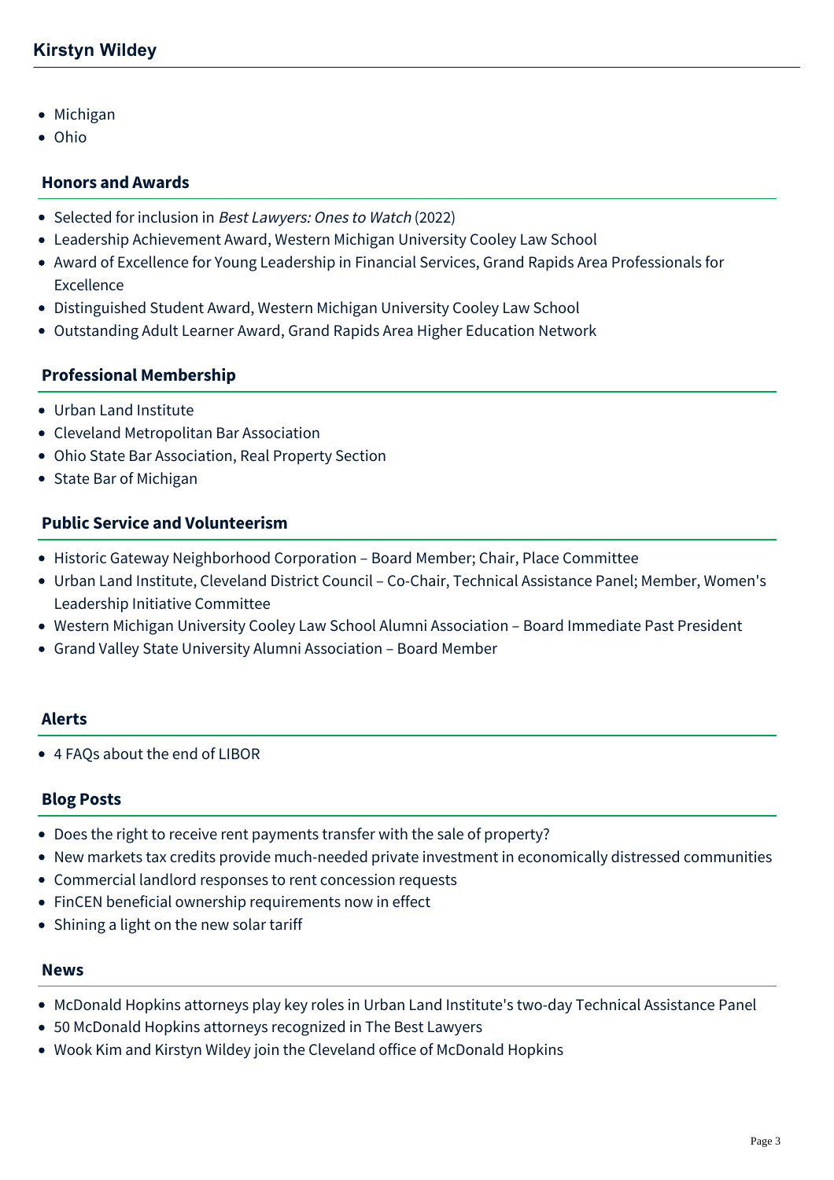- Michigan
- Ohio

## Honors and Awards

- Selected for inclusion in *Best Lawyers: Ones to Watch* (2022)
- Leadership Achievement Award, Western Michigan University Cooley Law School
- Award of Excellence for Young Leadership in Financial Services, Grand Rapids Area Professionals for Excellence
- Distinguished Student Award, Western Michigan University Cooley Law School
- Outstanding Adult Learner Award, Grand Rapids Area Higher Education Network

## Professional Membership

- Urban Land Institute
- Cleveland Metropolitan Bar Association
- Ohio State Bar Association, Real Property Section
- State Bar of Michigan

## Public Service and Volunteerism

- Historic Gateway Neighborhood Corporation – Board Member; Chair, Place Committee
- Urban Land Institute, Cleveland District Council – Co-Chair, Technical Assistance Panel; Member, Women's Leadership Initiative Committee
- Western Michigan University Cooley Law School Alumni Association – Board Immediate Past President
- Grand Valley State University Alumni Association – Board Member

## Alerts

- 4 FAQs about the end of LIBOR

## Blog Posts

- Does the right to receive rent payments transfer with the sale of property?
- New markets tax credits provide much-needed private investment in economically distressed communities
- Commercial landlord responses to rent concession requests
- FinCEN beneficial ownership requirements now in effect
- Shining a light on the new solar tariff

## News

- McDonald Hopkins attorneys play key roles in Urban Land Institute's two-day Technical Assistance Panel
- 50 McDonald Hopkins attorneys recognized in The Best Lawyers
- Wook Kim and Kirstyn Wildey join the Cleveland office of McDonald Hopkins